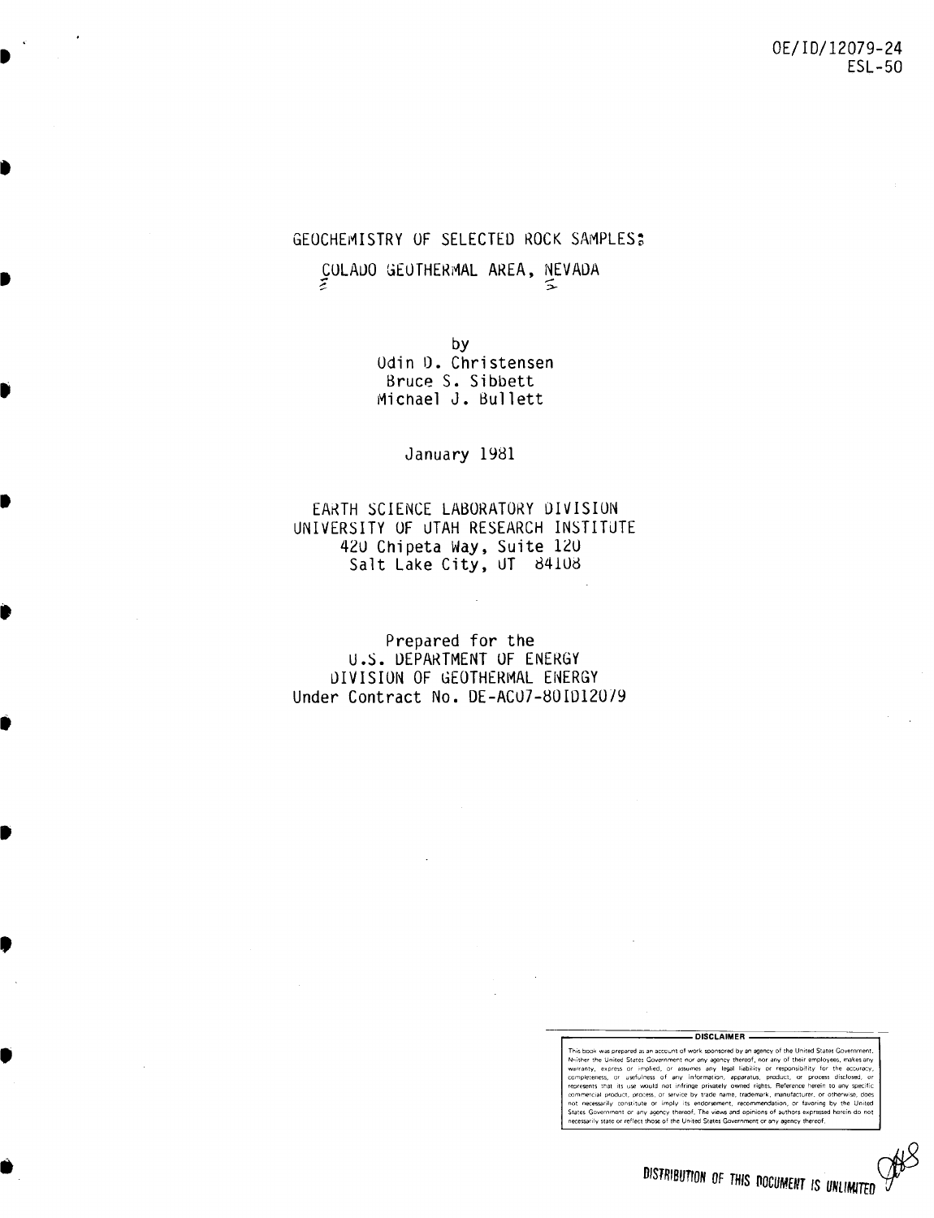DOE/ID/12079-24
ESL-50

# GEOCHEMISTRY OF SELECTED ROCK SAMPLES, COLADO GEOTHERMAL AREA, NEVADA

by
Odin D. Christensen
Bruce S. Sibbett
Michael J. Bullett

January 1981

EARTH SCIENCE LABORATORY DIVISION
UNIVERSITY OF UTAH RESEARCH INSTITUTE
420 Chipeta Way, Suite 120
Salt Lake City, UT 84108

Prepared for the
U.S. DEPARTMENT OF ENERGY
DIVISION OF GEOTHERMAL ENERGY
Under Contract No. DE-AC07-80ID12079

**DISCLAIMER**

This book was prepared as an account of work sponsored by an agency of the United States Government. Neither the United States Government nor any agency thereof, nor any of their employees, makes any warranty, express or implied, or assumes any legal liability or responsibility for the accuracy, completeness, or usefulness of any information, apparatus, product, or process disclosed, or represents that its use would not infringe privately owned rights. Reference herein to any specific commercial product, process, or service by trade name, trademark, manufacturer, or otherwise, does not necessarily constitute or imply its endorsement, recommendation, or favoring by the United States Government or any agency thereof. The views and opinions of authors expressed herein do not necessarily state or reflect those of the United States Government or any agency thereof.

DISTRIBUTION OF THIS DOCUMENT IS UNLIMITED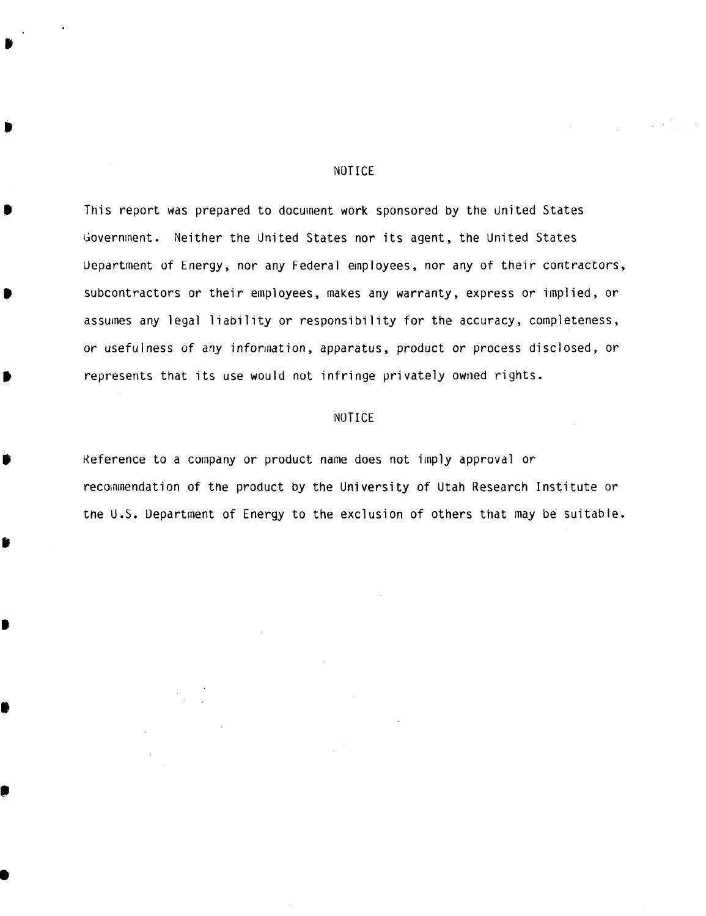## NOTICE

This report was prepared to document work sponsored by the United States Government. Neither the United States nor its agent, the United States Department of Energy, nor any Federal employees, nor any of their contractors, subcontractors or their employees, makes any warranty, express or implied, or assumes any legal liability or responsibility for the accuracy, completeness, or usefulness of any information, apparatus, product or process disclosed, or represents that its use would not infringe privately owned rights.

## NOTICE

Reference to a company or product name does not imply approval or recommendation of the product by the University of Utah Research Institute or the U.S. Department of Energy to the exclusion of others that may be suitable.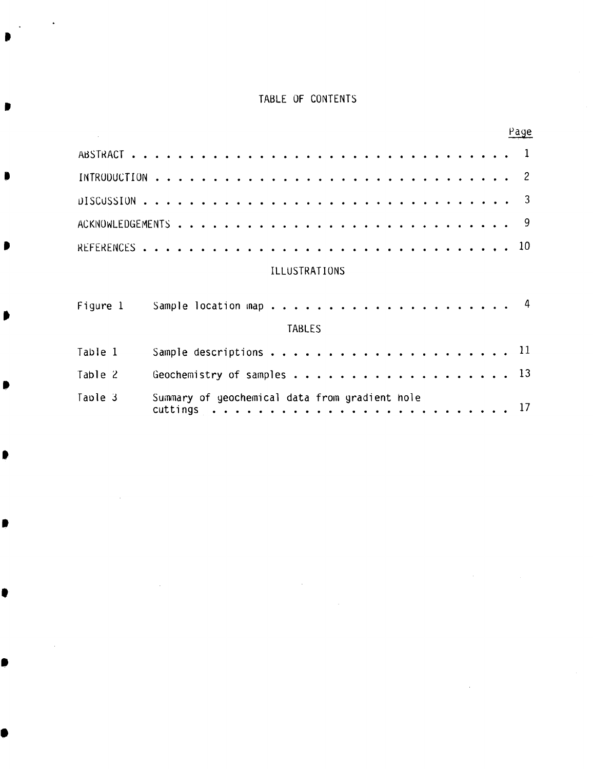# TABLE OF CONTENTS

| | Page |
|---|---|
| ABSTRACT | 1 |
| INTRODUCTION | 2 |
| DISCUSSION | 3 |
| ACKNOWLEDGEMENTS | 9 |
| REFERENCES | 10 |

## ILLUSTRATIONS

| | | |
|---|---|---|
| Figure 1 | Sample location map | 4 |

## TABLES

| | | |
|---|---|---|
| Table 1 | Sample descriptions | 11 |
| Table 2 | Geochemistry of samples | 13 |
| Table 3 | Summary of geochemical data from gradient hole cuttings | 17 |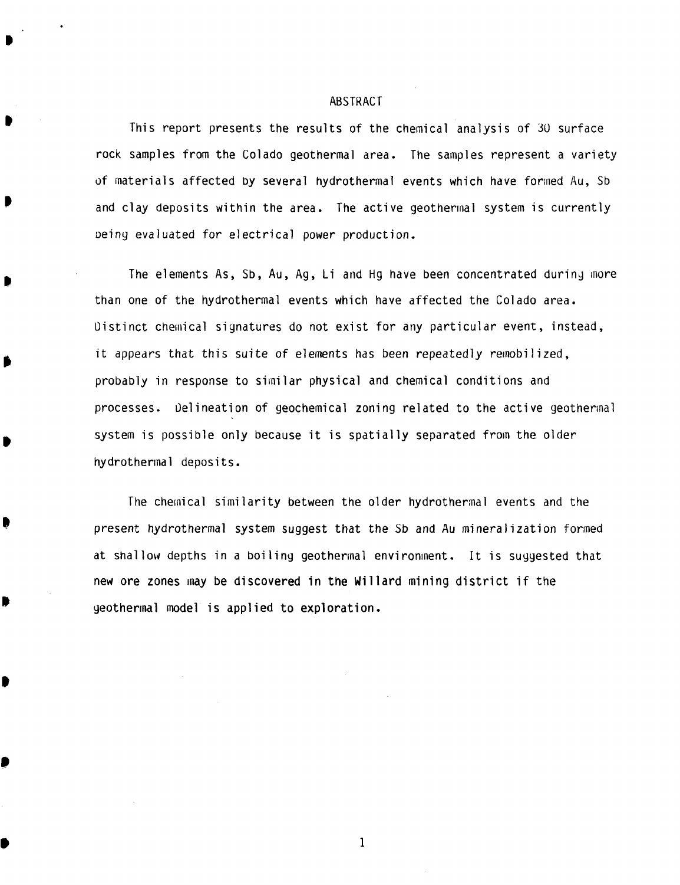# ABSTRACT

This report presents the results of the chemical analysis of 30 surface rock samples from the Colado geothermal area. The samples represent a variety of materials affected by several hydrothermal events which have formed Au, Sb and clay deposits within the area. The active geothermal system is currently being evaluated for electrical power production.

The elements As, Sb, Au, Ag, Li and Hg have been concentrated during more than one of the hydrothermal events which have affected the Colado area. Distinct chemical signatures do not exist for any particular event, instead, it appears that this suite of elements has been repeatedly remobilized, probably in response to similar physical and chemical conditions and processes. Delineation of geochemical zoning related to the active geothermal system is possible only because it is spatially separated from the older hydrothermal deposits.

The chemical similarity between the older hydrothermal events and the present hydrothermal system suggest that the Sb and Au mineralization formed at shallow depths in a boiling geothermal environment. It is suggested that new ore zones may be discovered in the Willard mining district if the geothermal model is applied to exploration.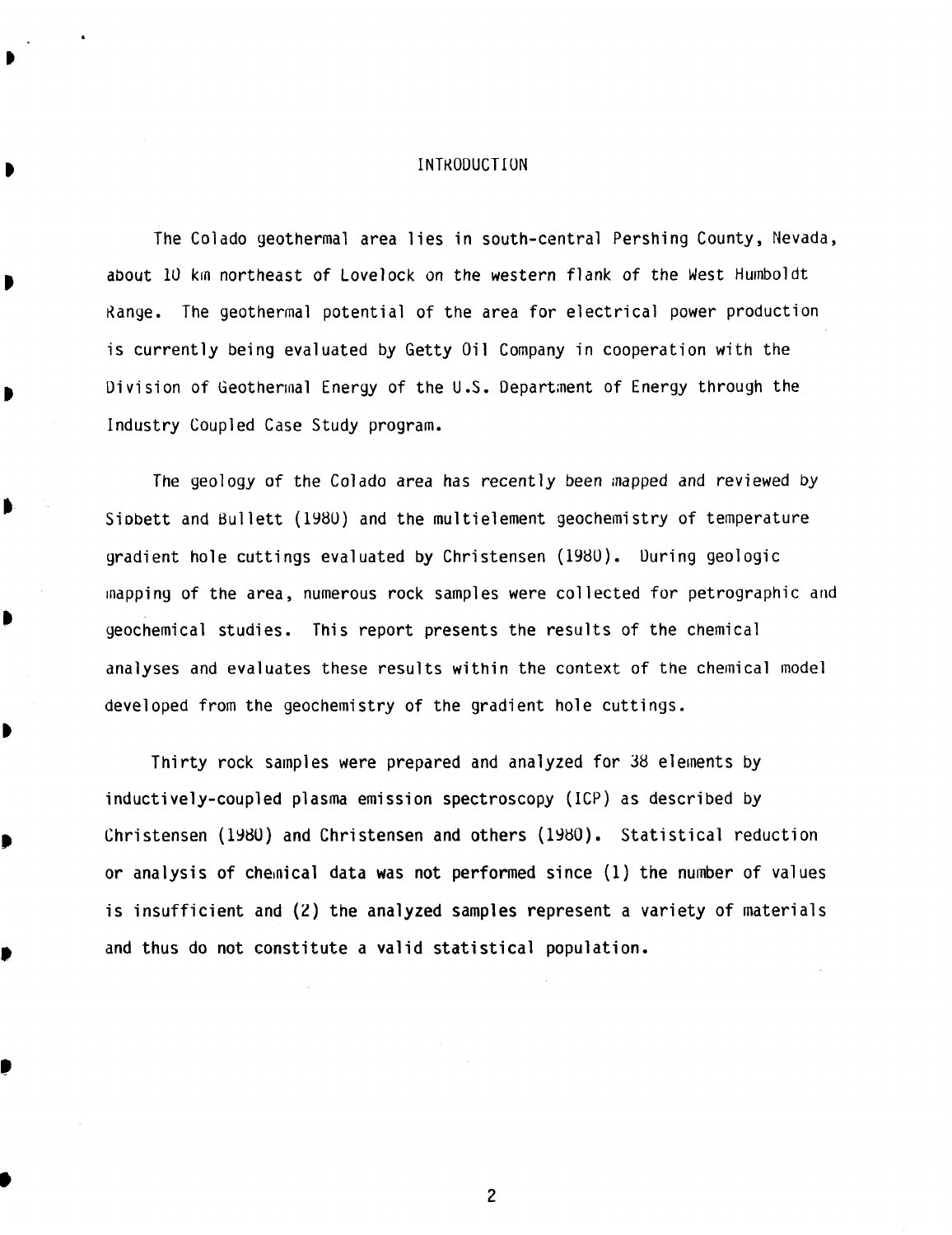# INTRODUCTION

The Colado geothermal area lies in south-central Pershing County, Nevada, about 10 km northeast of Lovelock on the western flank of the West Humboldt Range. The geothermal potential of the area for electrical power production is currently being evaluated by Getty Oil Company in cooperation with the Division of Geothermal Energy of the U.S. Department of Energy through the Industry Coupled Case Study program.

The geology of the Colado area has recently been mapped and reviewed by Sibbett and Bullett (1980) and the multielement geochemistry of temperature gradient hole cuttings evaluated by Christensen (1980). During geologic mapping of the area, numerous rock samples were collected for petrographic and geochemical studies. This report presents the results of the chemical analyses and evaluates these results within the context of the chemical model developed from the geochemistry of the gradient hole cuttings.

Thirty rock samples were prepared and analyzed for 38 elements by inductively-coupled plasma emission spectroscopy (ICP) as described by Christensen (1980) and Christensen and others (1980). Statistical reduction or analysis of chemical data was not performed since (1) the number of values is insufficient and (2) the analyzed samples represent a variety of materials and thus do not constitute a valid statistical population.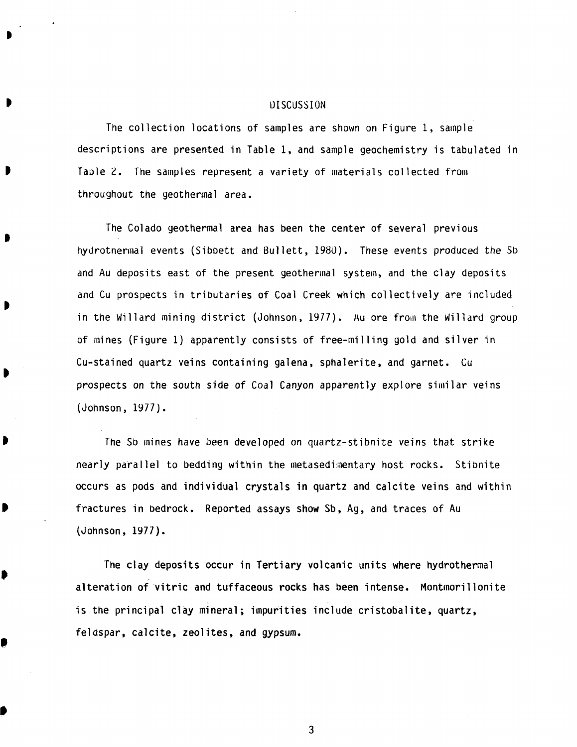## DISCUSSION

The collection locations of samples are shown on Figure 1, sample descriptions are presented in Table 1, and sample geochemistry is tabulated in Table 2. The samples represent a variety of materials collected from throughout the geothermal area.

The Colado geothermal area has been the center of several previous hydrothermal events (Sibbett and Bullett, 1980). These events produced the Sb and Au deposits east of the present geothermal system, and the clay deposits and Cu prospects in tributaries of Coal Creek which collectively are included in the Willard mining district (Johnson, 1977). Au ore from the Willard group of mines (Figure 1) apparently consists of free-milling gold and silver in Cu-stained quartz veins containing galena, sphalerite, and garnet. Cu prospects on the south side of Coal Canyon apparently explore similar veins (Johnson, 1977).

The Sb mines have been developed on quartz-stibnite veins that strike nearly parallel to bedding within the metasedimentary host rocks. Stibnite occurs as pods and individual crystals in quartz and calcite veins and within fractures in bedrock. Reported assays show Sb, Ag, and traces of Au (Johnson, 1977).

The clay deposits occur in Tertiary volcanic units where hydrothermal alteration of vitric and tuffaceous rocks has been intense. Montmorillonite is the principal clay mineral; impurities include cristobalite, quartz, feldspar, calcite, zeolites, and gypsum.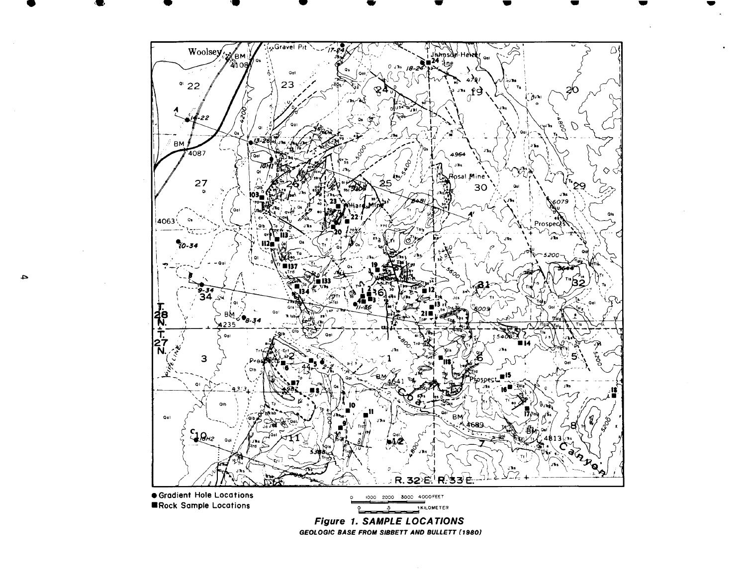● Gradient Hole Locations

■ Rock Sample Locations

0 1000 2000 3000 4000 FEET

0 .5 1 KILOMETER

***Figure 1. SAMPLE LOCATIONS***

***GEOLOGIC BASE FROM SIBBETT AND BULLETT (1980)***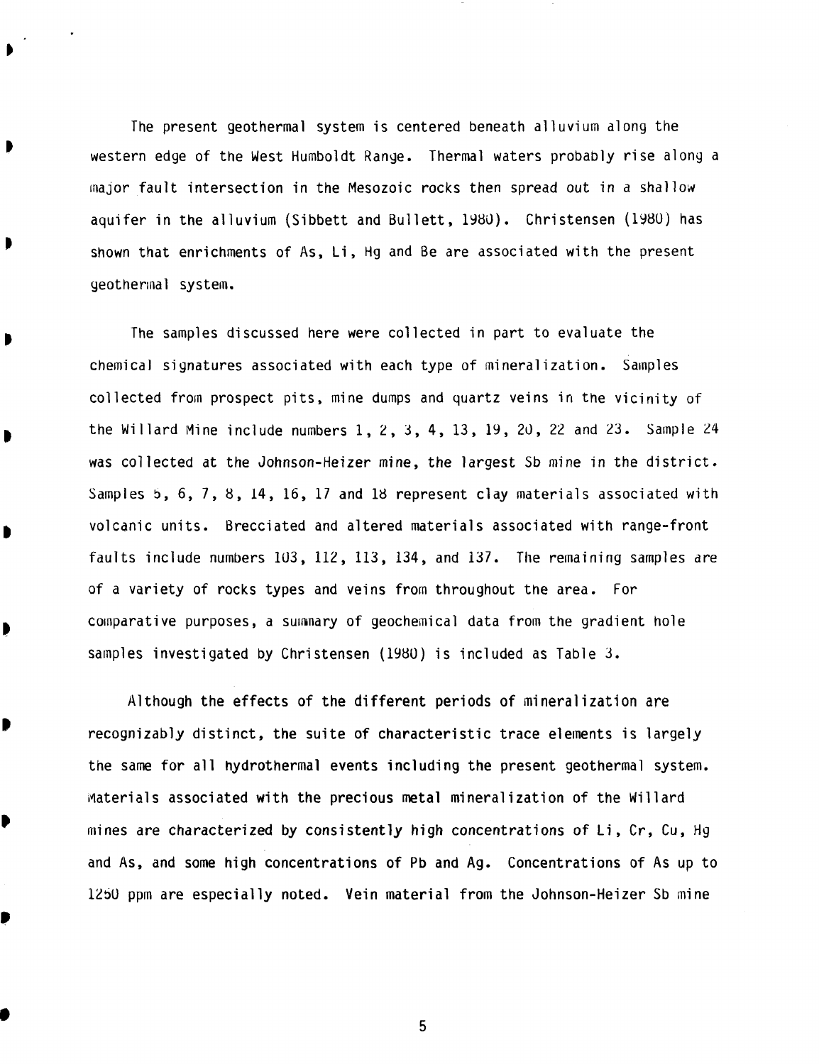The present geothermal system is centered beneath alluvium along the western edge of the West Humboldt Range. Thermal waters probably rise along a major fault intersection in the Mesozoic rocks then spread out in a shallow aquifer in the alluvium (Sibbett and Bullett, 1980). Christensen (1980) has shown that enrichments of As, Li, Hg and Be are associated with the present geothermal system.

The samples discussed here were collected in part to evaluate the chemical signatures associated with each type of mineralization. Samples collected from prospect pits, mine dumps and quartz veins in the vicinity of the Willard Mine include numbers 1, 2, 3, 4, 13, 19, 20, 22 and 23. Sample 24 was collected at the Johnson-Heizer mine, the largest Sb mine in the district. Samples 5, 6, 7, 8, 14, 16, 17 and 18 represent clay materials associated with volcanic units. Brecciated and altered materials associated with range-front faults include numbers 103, 112, 113, 134, and 137. The remaining samples are of a variety of rocks types and veins from throughout the area. For comparative purposes, a summary of geochemical data from the gradient hole samples investigated by Christensen (1980) is included as Table 3.

Although the effects of the different periods of mineralization are recognizably distinct, the suite of characteristic trace elements is largely the same for all hydrothermal events including the present geothermal system. Materials associated with the precious metal mineralization of the Willard mines are characterized by consistently high concentrations of Li, Cr, Cu, Hg and As, and some high concentrations of Pb and Ag. Concentrations of As up to 1250 ppm are especially noted. Vein material from the Johnson-Heizer Sb mine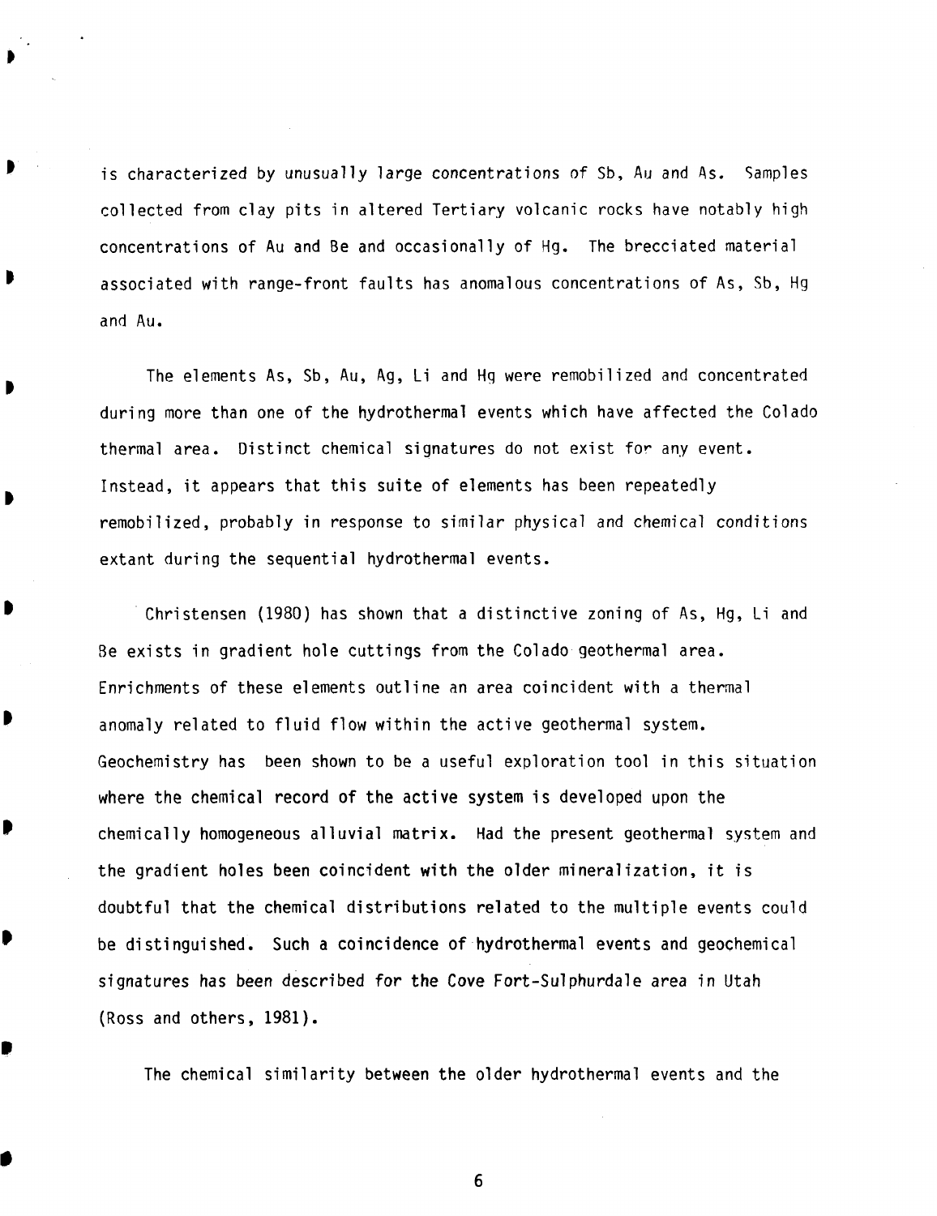is characterized by unusually large concentrations of Sb, Au and As. Samples collected from clay pits in altered Tertiary volcanic rocks have notably high concentrations of Au and Be and occasionally of Hg. The brecciated material associated with range-front faults has anomalous concentrations of As, Sb, Hg and Au.

The elements As, Sb, Au, Ag, Li and Hg were remobilized and concentrated during more than one of the hydrothermal events which have affected the Colado thermal area. Distinct chemical signatures do not exist for any event. Instead, it appears that this suite of elements has been repeatedly remobilized, probably in response to similar physical and chemical conditions extant during the sequential hydrothermal events.

Christensen (1980) has shown that a distinctive zoning of As, Hg, Li and Be exists in gradient hole cuttings from the Colado geothermal area. Enrichments of these elements outline an area coincident with a thermal anomaly related to fluid flow within the active geothermal system. Geochemistry has been shown to be a useful exploration tool in this situation where the chemical record of the active system is developed upon the chemically homogeneous alluvial matrix. Had the present geothermal system and the gradient holes been coincident with the older mineralization, it is doubtful that the chemical distributions related to the multiple events could be distinguished. Such a coincidence of hydrothermal events and geochemical signatures has been described for the Cove Fort-Sulphurdale area in Utah (Ross and others, 1981).

The chemical similarity between the older hydrothermal events and the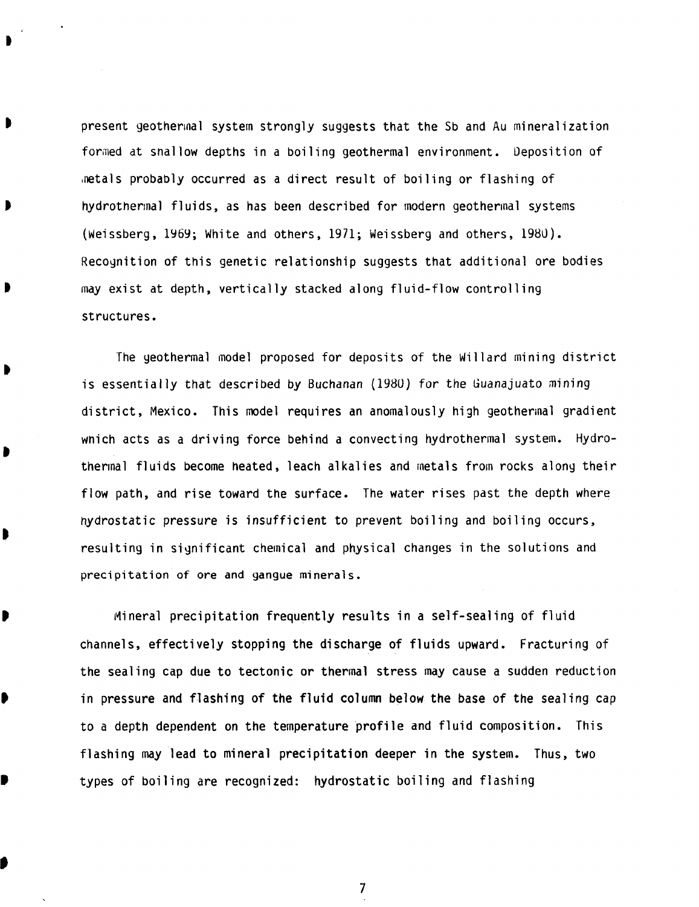present geothermal system strongly suggests that the Sb and Au mineralization formed at shallow depths in a boiling geothermal environment. Deposition of metals probably occurred as a direct result of boiling or flashing of hydrothermal fluids, as has been described for modern geothermal systems (Weissberg, 1969; White and others, 1971; Weissberg and others, 1980). Recognition of this genetic relationship suggests that additional ore bodies may exist at depth, vertically stacked along fluid-flow controlling structures.

The geothermal model proposed for deposits of the Willard mining district is essentially that described by Buchanan (1980) for the Guanajuato mining district, Mexico. This model requires an anomalously high geothermal gradient which acts as a driving force behind a convecting hydrothermal system. Hydrothermal fluids become heated, leach alkalies and metals from rocks along their flow path, and rise toward the surface. The water rises past the depth where hydrostatic pressure is insufficient to prevent boiling and boiling occurs, resulting in significant chemical and physical changes in the solutions and precipitation of ore and gangue minerals.

Mineral precipitation frequently results in a self-sealing of fluid channels, effectively stopping the discharge of fluids upward. Fracturing of the sealing cap due to tectonic or thermal stress may cause a sudden reduction in pressure and flashing of the fluid column below the base of the sealing cap to a depth dependent on the temperature profile and fluid composition. This flashing may lead to mineral precipitation deeper in the system. Thus, two types of boiling are recognized: hydrostatic boiling and flashing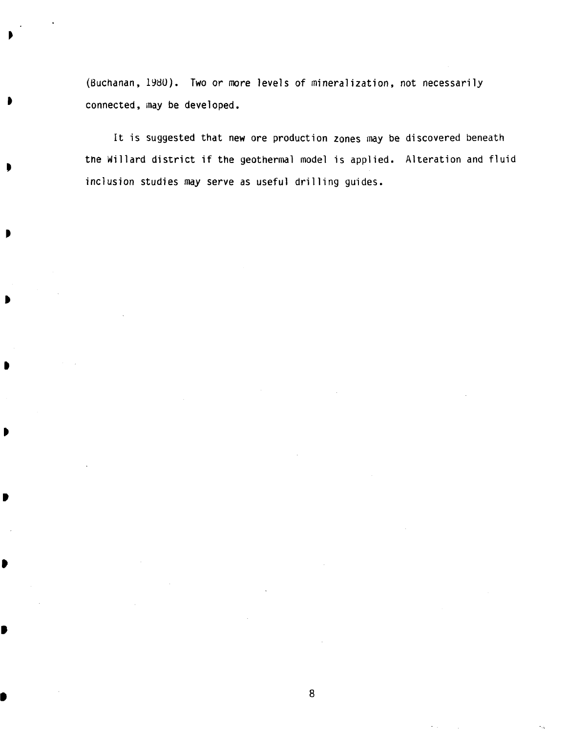(Buchanan, 1980). Two or more levels of mineralization, not necessarily connected, may be developed.

It is suggested that new ore production zones may be discovered beneath the Willard district if the geothermal model is applied. Alteration and fluid inclusion studies may serve as useful drilling guides.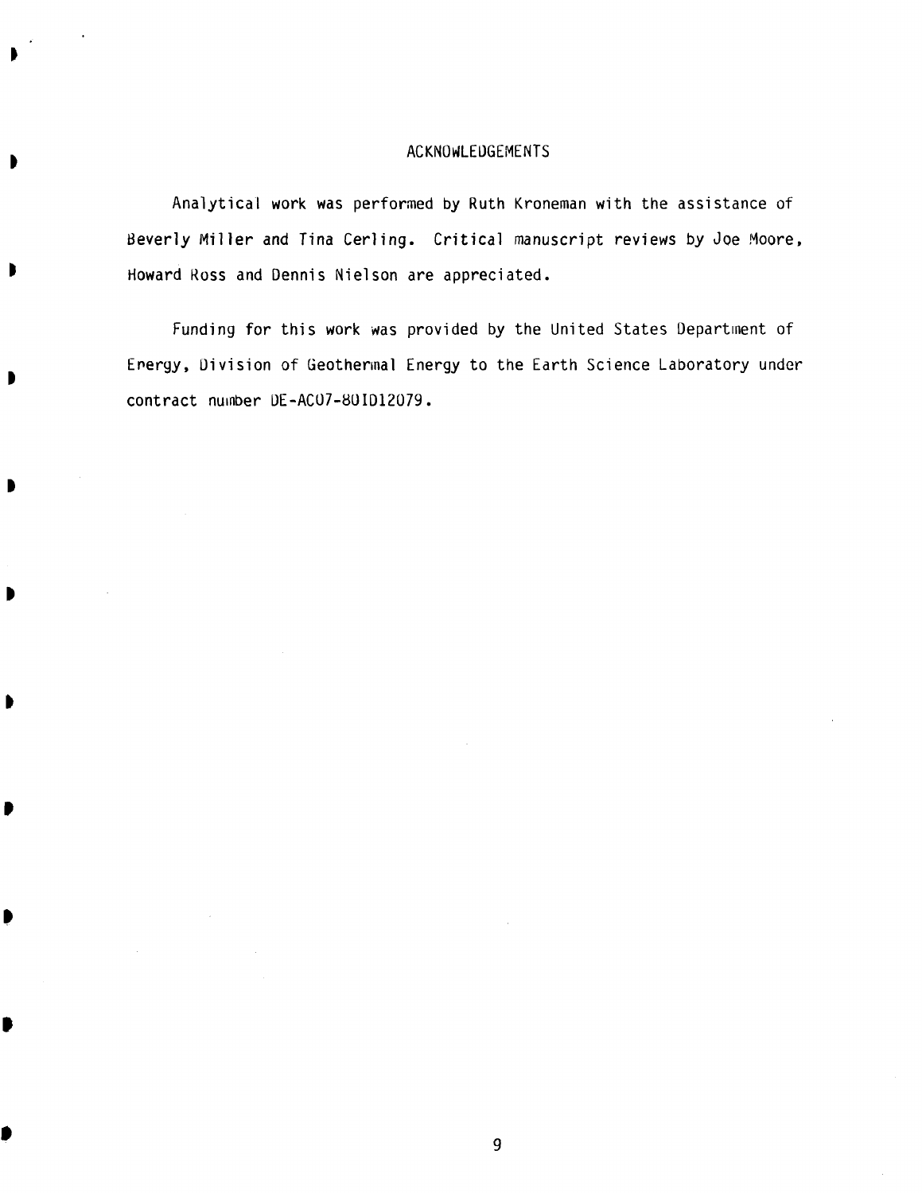## ACKNOWLEDGEMENTS

Analytical work was performed by Ruth Kroneman with the assistance of Beverly Miller and Tina Cerling. Critical manuscript reviews by Joe Moore, Howard Ross and Dennis Nielson are appreciated.

Funding for this work was provided by the United States Department of Energy, Division of Geothermal Energy to the Earth Science Laboratory under contract number DE-AC07-80ID12079.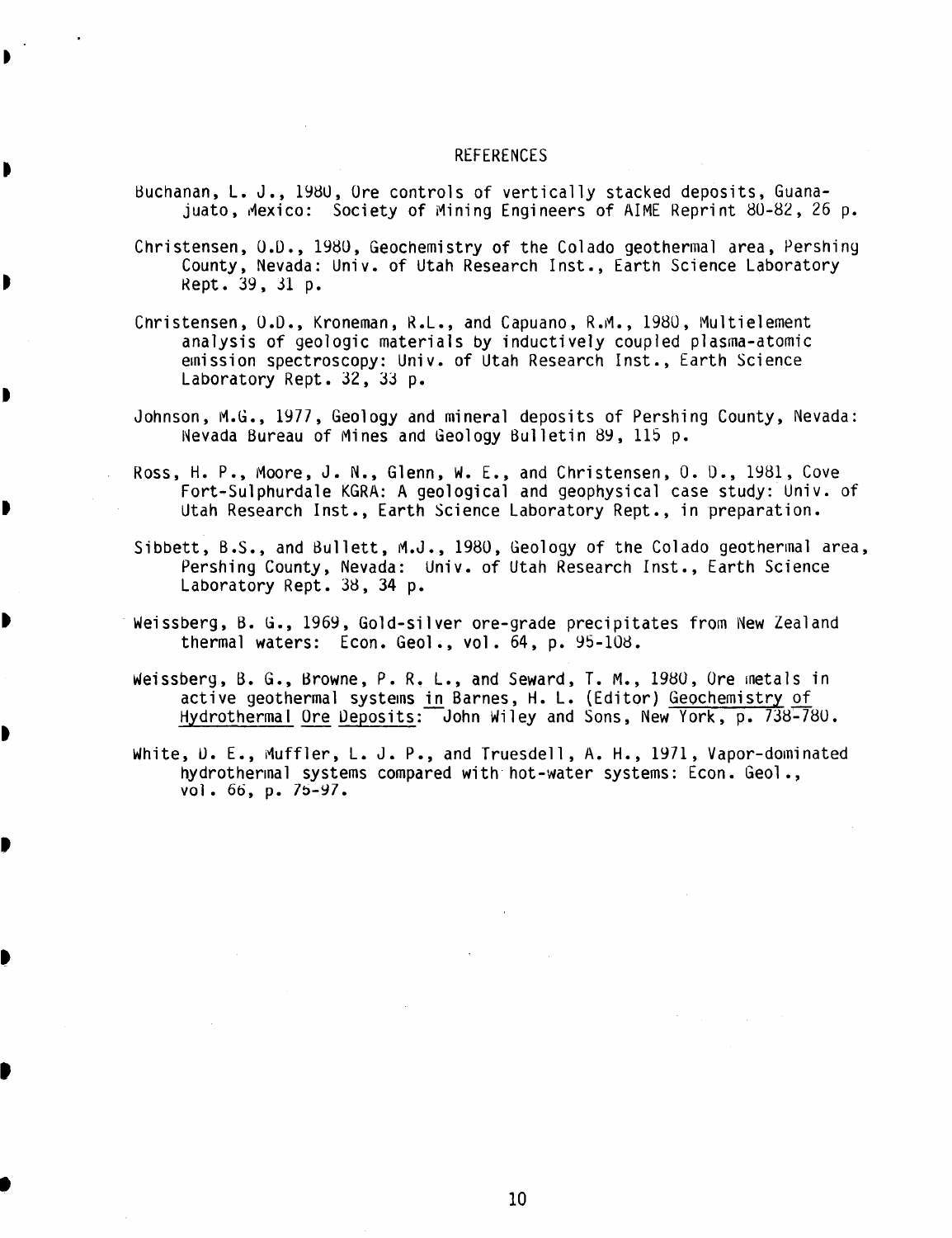# REFERENCES

Buchanan, L. J., 1980, Ore controls of vertically stacked deposits, Guanajuato, Mexico: Society of Mining Engineers of AIME Reprint 80-82, 26 p.

Christensen, O.D., 1980, Geochemistry of the Colado geothermal area, Pershing County, Nevada: Univ. of Utah Research Inst., Earth Science Laboratory Rept. 39, 31 p.

Christensen, O.D., Kroneman, R.L., and Capuano, R.M., 1980, Multielement analysis of geologic materials by inductively coupled plasma-atomic emission spectroscopy: Univ. of Utah Research Inst., Earth Science Laboratory Rept. 32, 33 p.

Johnson, M.G., 1977, Geology and mineral deposits of Pershing County, Nevada: Nevada Bureau of Mines and Geology Bulletin 89, 115 p.

Ross, H. P., Moore, J. N., Glenn, W. E., and Christensen, O. D., 1981, Cove Fort-Sulphurdale KGRA: A geological and geophysical case study: Univ. of Utah Research Inst., Earth Science Laboratory Rept., in preparation.

Sibbett, B.S., and Bullett, M.J., 1980, Geology of the Colado geothermal area, Pershing County, Nevada: Univ. of Utah Research Inst., Earth Science Laboratory Rept. 38, 34 p.

Weissberg, B. G., 1969, Gold-silver ore-grade precipitates from New Zealand thermal waters: Econ. Geol., vol. 64, p. 95-108.

Weissberg, B. G., Browne, P. R. L., and Seward, T. M., 1980, Ore metals in active geothermal systems in Barnes, H. L. (Editor) Geochemistry of Hydrothermal Ore Deposits: John Wiley and Sons, New York, p. 738-780.

White, D. E., Muffler, L. J. P., and Truesdell, A. H., 1971, Vapor-dominated hydrothermal systems compared with hot-water systems: Econ. Geol., vol. 66, p. 75-97.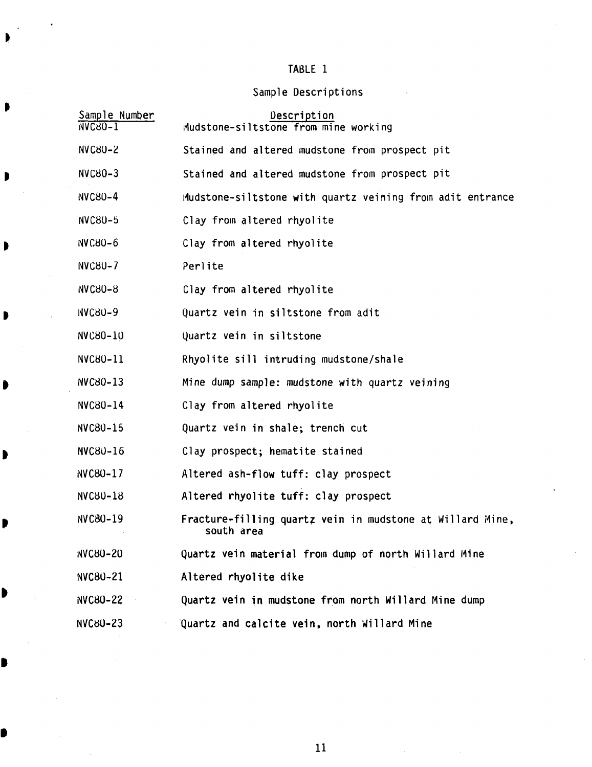# TABLE 1

## Sample Descriptions

| Sample Number | Description |
| --- | --- |
| NVC80-1 | Mudstone-siltstone from mine working |
| NVC80-2 | Stained and altered mudstone from prospect pit |
| NVC80-3 | Stained and altered mudstone from prospect pit |
| NVC80-4 | Mudstone-siltstone with quartz veining from adit entrance |
| NVC80-5 | Clay from altered rhyolite |
| NVC80-6 | Clay from altered rhyolite |
| NVC80-7 | Perlite |
| NVC80-8 | Clay from altered rhyolite |
| NVC80-9 | Quartz vein in siltstone from adit |
| NVC80-10 | Quartz vein in siltstone |
| NVC80-11 | Rhyolite sill intruding mudstone/shale |
| NVC80-13 | Mine dump sample: mudstone with quartz veining |
| NVC80-14 | Clay from altered rhyolite |
| NVC80-15 | Quartz vein in shale; trench cut |
| NVC80-16 | Clay prospect; hematite stained |
| NVC80-17 | Altered ash-flow tuff: clay prospect |
| NVC80-18 | Altered rhyolite tuff: clay prospect |
| NVC80-19 | Fracture-filling quartz vein in mudstone at Willard Mine, south area |
| NVC80-20 | Quartz vein material from dump of north Willard Mine |
| NVC80-21 | Altered rhyolite dike |
| NVC80-22 | Quartz vein in mudstone from north Willard Mine dump |
| NVC80-23 | Quartz and calcite vein, north Willard Mine |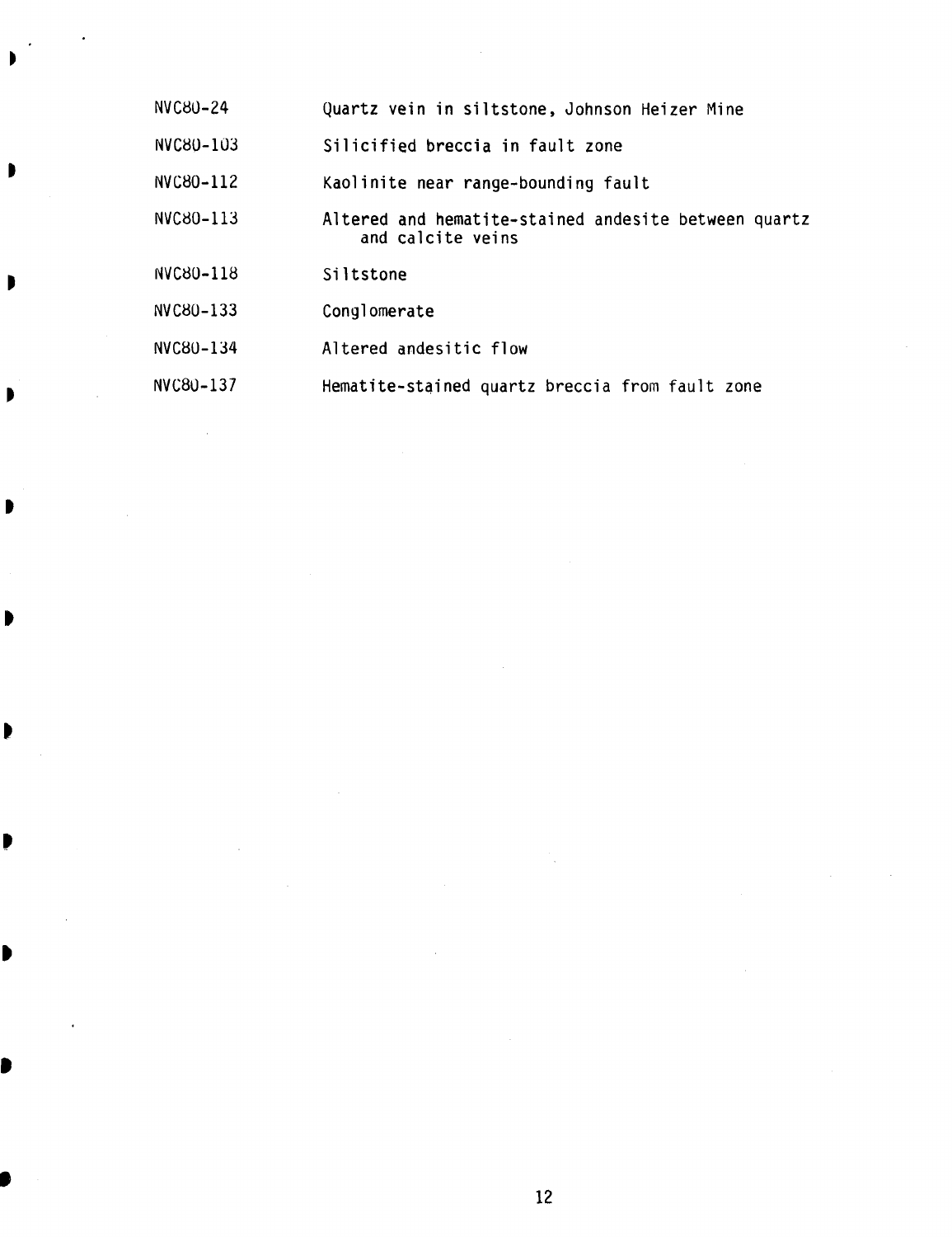| | |
|---|---|
| NVC80-24 | Quartz vein in siltstone, Johnson Heizer Mine |
| NVC80-103 | Silicified breccia in fault zone |
| NVC80-112 | Kaolinite near range-bounding fault |
| NVC80-113 | Altered and hematite-stained andesite between quartz and calcite veins |
| NVC80-118 | Siltstone |
| NVC80-133 | Conglomerate |
| NVC80-134 | Altered andesitic flow |
| NVC80-137 | Hematite-stained quartz breccia from fault zone |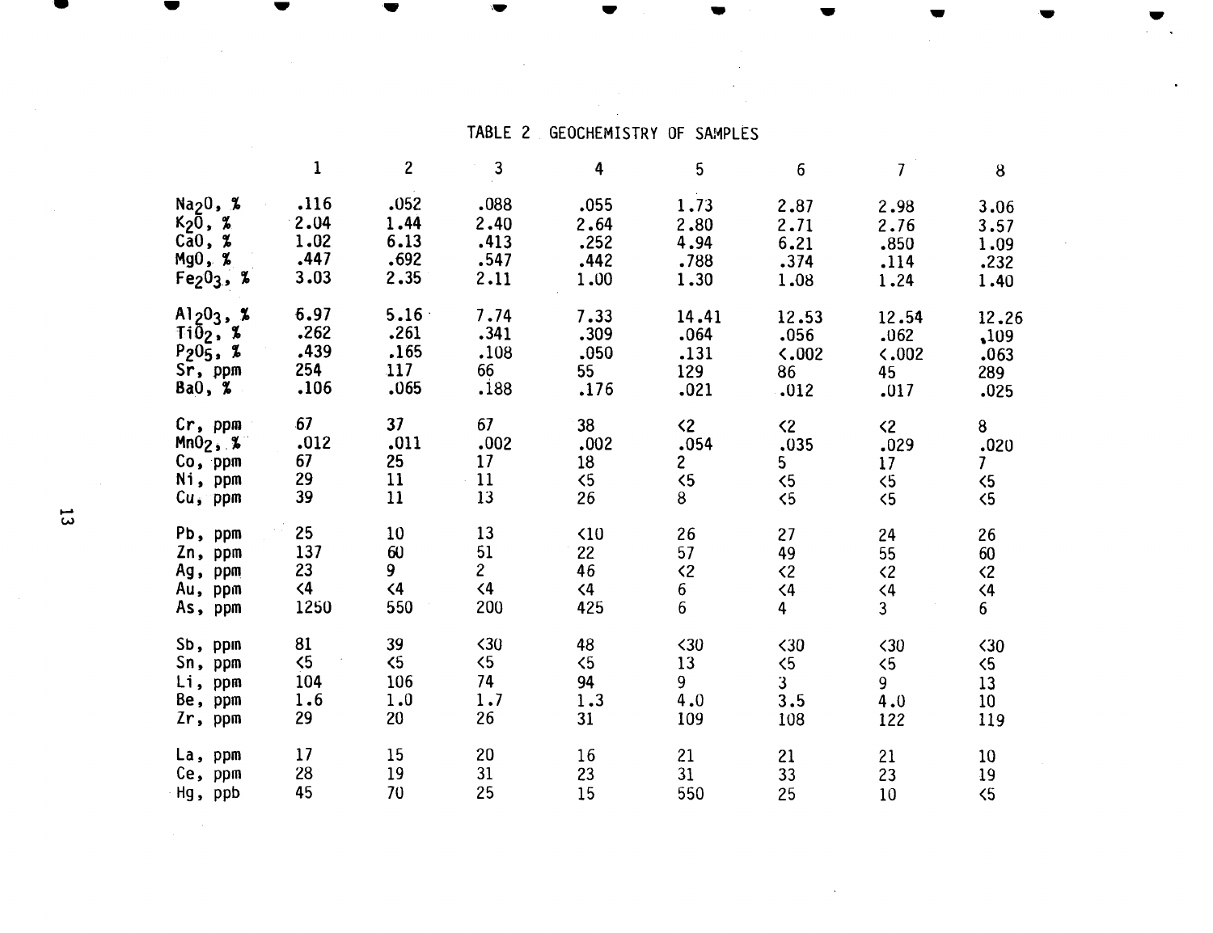# TABLE 2 GEOCHEMISTRY OF SAMPLES

| | 1 | 2 | 3 | 4 | 5 | 6 | 7 | 8 |
|---|---|---|---|---|---|---|---|---|
| $Na_2O$, % | .116 | .052 | .088 | .055 | 1.73 | 2.87 | 2.98 | 3.06 |
| $K_2O$, % | 2.04 | 1.44 | 2.40 | 2.64 | 2.80 | 2.71 | 2.76 | 3.57 |
| CaO, % | 1.02 | 6.13 | .413 | .252 | 4.94 | 6.21 | .850 | 1.09 |
| MgO, % | .447 | .692 | .547 | .442 | .788 | .374 | .114 | .232 |
| $Fe_2O_3$, % | 3.03 | 2.35 | 2.11 | 1.00 | 1.30 | 1.08 | 1.24 | 1.40 |
| $Al_2O_3$, % | 6.97 | 5.16 | 7.74 | 7.33 | 14.41 | 12.53 | 12.54 | 12.26 |
| $TiO_2$, % | .262 | .261 | .341 | .309 | .064 | .056 | .062 | .109 |
| $P_2O_5$, % | .439 | .165 | .108 | .050 | .131 | <.002 | <.002 | .063 |
| Sr, ppm | 254 | 117 | 66 | 55 | 129 | 86 | 45 | 289 |
| BaO, % | .106 | .065 | .188 | .176 | .021 | .012 | .017 | .025 |
| Cr, ppm | 67 | 37 | 67 | 38 | <2 | <2 | <2 | 8 |
| $MnO_2$, % | .012 | .011 | .002 | .002 | .054 | .035 | .029 | .020 |
| Co, ppm | 67 | 25 | 17 | 18 | 2 | 5 | 17 | 7 |
| Ni, ppm | 29 | 11 | 11 | <5 | <5 | <5 | <5 | <5 |
| Cu, ppm | 39 | 11 | 13 | 26 | 8 | <5 | <5 | <5 |
| Pb, ppm | 25 | 10 | 13 | <10 | 26 | 27 | 24 | 26 |
| Zn, ppm | 137 | 60 | 51 | 22 | 57 | 49 | 55 | 60 |
| Ag, ppm | 23 | 9 | 2 | 46 | <2 | <2 | <2 | <2 |
| Au, ppm | <4 | <4 | <4 | <4 | 6 | <4 | <4 | <4 |
| As, ppm | 1250 | 550 | 200 | 425 | 6 | 4 | 3 | 6 |
| Sb, ppm | 81 | 39 | <30 | 48 | <30 | <30 | <30 | <30 |
| Sn, ppm | <5 | <5 | <5 | <5 | 13 | <5 | <5 | <5 |
| Li, ppm | 104 | 106 | 74 | 94 | 9 | 3 | 9 | 13 |
| Be, ppm | 1.6 | 1.0 | 1.7 | 1.3 | 4.0 | 3.5 | 4.0 | 10 |
| Zr, ppm | 29 | 20 | 26 | 31 | 109 | 108 | 122 | 119 |
| La, ppm | 17 | 15 | 20 | 16 | 21 | 21 | 21 | 10 |
| Ce, ppm | 28 | 19 | 31 | 23 | 31 | 33 | 23 | 19 |
| Hg, ppb | 45 | 70 | 25 | 15 | 550 | 25 | 10 | <5 |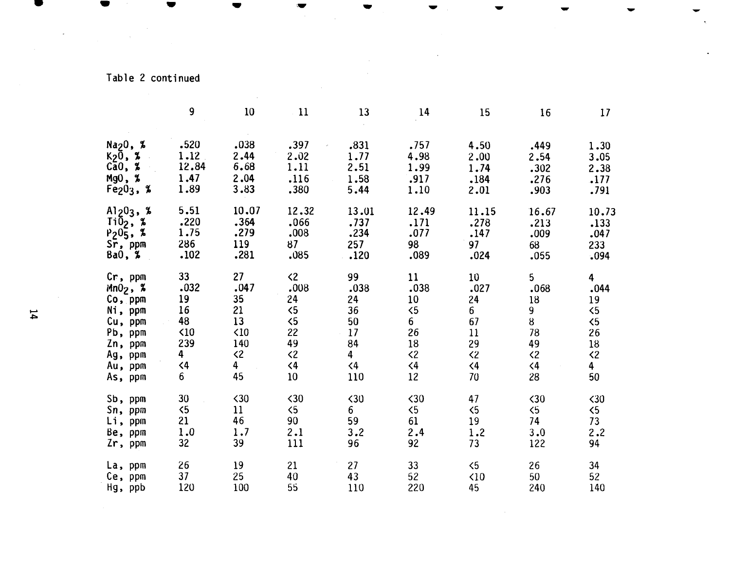Table 2 continued

| | 9 | 10 | 11 | 13 | 14 | 15 | 16 | 17 |
|---|---|---|---|---|---|---|---|---|
| $Na_2O$, % | .520 | .038 | .397 | .831 | .757 | 4.50 | .449 | 1.30 |
| $K_2O$, % | 1.12 | 2.44 | 2.02 | 1.77 | 4.98 | 2.00 | 2.54 | 3.05 |
| CaO, % | 12.84 | 6.68 | 1.11 | 2.51 | 1.99 | 1.74 | .302 | 2.38 |
| MgO, % | 1.47 | 2.04 | .116 | 1.58 | .917 | .184 | .276 | .177 |
| $Fe_2O_3$, % | 1.89 | 3.83 | .380 | 5.44 | 1.10 | 2.01 | .903 | .791 |
| $Al_2O_3$, % | 5.51 | 10.07 | 12.32 | 13.01 | 12.49 | 11.15 | 16.67 | 10.73 |
| $TiO_2$, % | .220 | .364 | .066 | .737 | .171 | .278 | .213 | .133 |
| $P_2O_5$, % | 1.75 | .279 | .008 | .234 | .077 | .147 | .009 | .047 |
| Sr, ppm | 286 | 119 | 87 | 257 | 98 | 97 | 68 | 233 |
| BaO, % | .102 | .281 | .085 | .120 | .089 | .024 | .055 | .094 |
| Cr, ppm | 33 | 27 | <2 | 99 | 11 | 10 | 5 | 4 |
| $MnO_2$, % | .032 | .047 | .008 | .038 | .038 | .027 | .068 | .044 |
| Co, ppm | 19 | 35 | 24 | 24 | 10 | 24 | 18 | 19 |
| Ni, ppm | 16 | 21 | <5 | 36 | <5 | 6 | 9 | <5 |
| Cu, ppm | 48 | 13 | <5 | 50 | 6 | 67 | 8 | <5 |
| Pb, ppm | <10 | <10 | 22 | 17 | 26 | 11 | 78 | 26 |
| Zn, ppm | 239 | 140 | 49 | 84 | 18 | 29 | 49 | 18 |
| Ag, ppm | 4 | <2 | <2 | 4 | <2 | <2 | <2 | <2 |
| Au, ppm | <4 | 4 | <4 | <4 | <4 | <4 | <4 | 4 |
| As, ppm | 6 | 45 | 10 | 110 | 12 | 70 | 28 | 50 |
| Sb, ppm | 30 | <30 | <30 | <30 | <30 | 47 | <30 | <30 |
| Sn, ppm | <5 | 11 | <5 | 6 | <5 | <5 | <5 | <5 |
| Li, ppm | 21 | 46 | 90 | 59 | 61 | 19 | 74 | 73 |
| Be, ppm | 1.0 | 1.7 | 2.1 | 3.2 | 2.4 | 1.2 | 3.0 | 2.2 |
| Zr, ppm | 32 | 39 | 111 | 96 | 92 | 73 | 122 | 94 |
| La, ppm | 26 | 19 | 21 | 27 | 33 | <5 | 26 | 34 |
| Ce, ppm | 37 | 25 | 40 | 43 | 52 | <10 | 50 | 52 |
| Hg, ppb | 120 | 100 | 55 | 110 | 220 | 45 | 240 | 140 |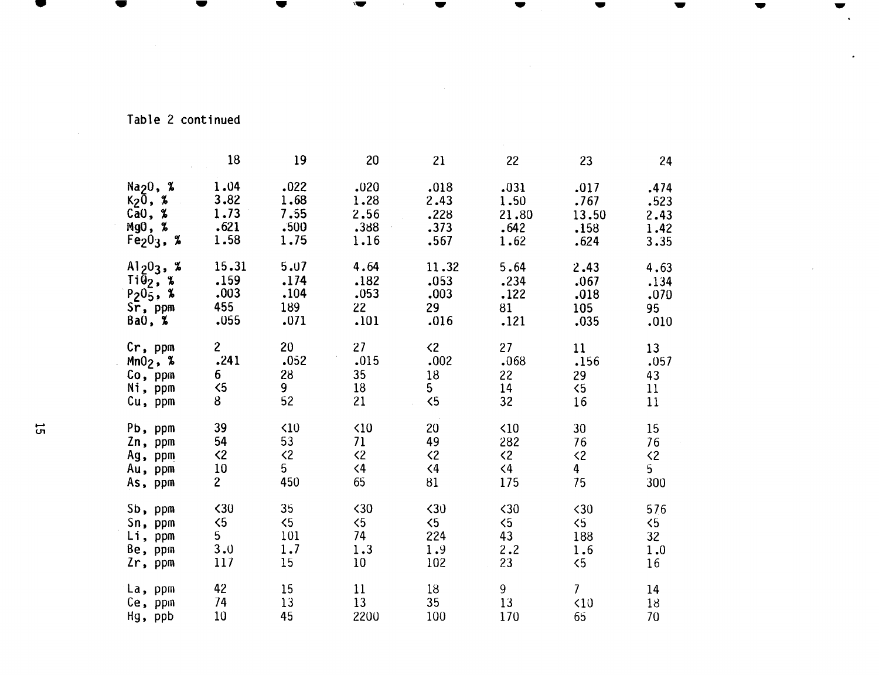Table 2 continued

| | 18 | 19 | 20 | 21 | 22 | 23 | 24 |
|---|---|---|---|---|---|---|---|
| $Na_2O$, % | 1.04 | .022 | .020 | .018 | .031 | .017 | .474 |
| $K_2O$, % | 3.82 | 1.68 | 1.28 | 2.43 | 1.50 | .767 | .523 |
| CaO, % | 1.73 | 7.55 | 2.56 | .228 | 21.80 | 13.50 | 2.43 |
| MgO, % | .621 | .500 | .388 | .373 | .642 | .158 | 1.42 |
| $Fe_2O_3$, % | 1.58 | 1.75 | 1.16 | .567 | 1.62 | .624 | 3.35 |
| $Al_2O_3$, % | 15.31 | 5.07 | 4.64 | 11.32 | 5.64 | 2.43 | 4.63 |
| $TiO_2$, % | .159 | .174 | .182 | .053 | .234 | .067 | .134 |
| $P_2O_5$, % | .003 | .104 | .053 | .003 | .122 | .018 | .070 |
| Sr, ppm | 455 | 189 | 22 | 29 | 81 | 105 | 95 |
| BaO, % | .055 | .071 | .101 | .016 | .121 | .035 | .010 |
| Cr, ppm | 2 | 20 | 27 | <2 | 27 | 11 | 13 |
| $MnO_2$, % | .241 | .052 | .015 | .002 | .068 | .156 | .057 |
| Co, ppm | 6 | 28 | 35 | 18 | 22 | 29 | 43 |
| Ni, ppm | <5 | 9 | 18 | 5 | 14 | <5 | 11 |
| Cu, ppm | 8 | 52 | 21 | <5 | 32 | 16 | 11 |
| Pb, ppm | 39 | <10 | <10 | 20 | <10 | 30 | 15 |
| Zn, ppm | 54 | 53 | 71 | 49 | 282 | 76 | 76 |
| Ag, ppm | <2 | <2 | <2 | <2 | <2 | <2 | <2 |
| Au, ppm | 10 | 5 | <4 | <4 | <4 | 4 | 5 |
| As, ppm | 2 | 450 | 65 | 81 | 175 | 75 | 300 |
| Sb, ppm | <30 | 35 | <30 | <30 | <30 | <30 | 576 |
| Sn, ppm | <5 | <5 | <5 | <5 | <5 | <5 | <5 |
| Li, ppm | 5 | 101 | 74 | 224 | 43 | 188 | 32 |
| Be, ppm | 3.0 | 1.7 | 1.3 | 1.9 | 2.2 | 1.6 | 1.0 |
| Zr, ppm | 117 | 15 | 10 | 102 | 23 | <5 | 16 |
| La, ppm | 42 | 15 | 11 | 18 | 9 | 7 | 14 |
| Ce, ppm | 74 | 13 | 13 | 35 | 13 | <10 | 18 |
| Hg, ppb | 10 | 45 | 2200 | 100 | 170 | 65 | 70 |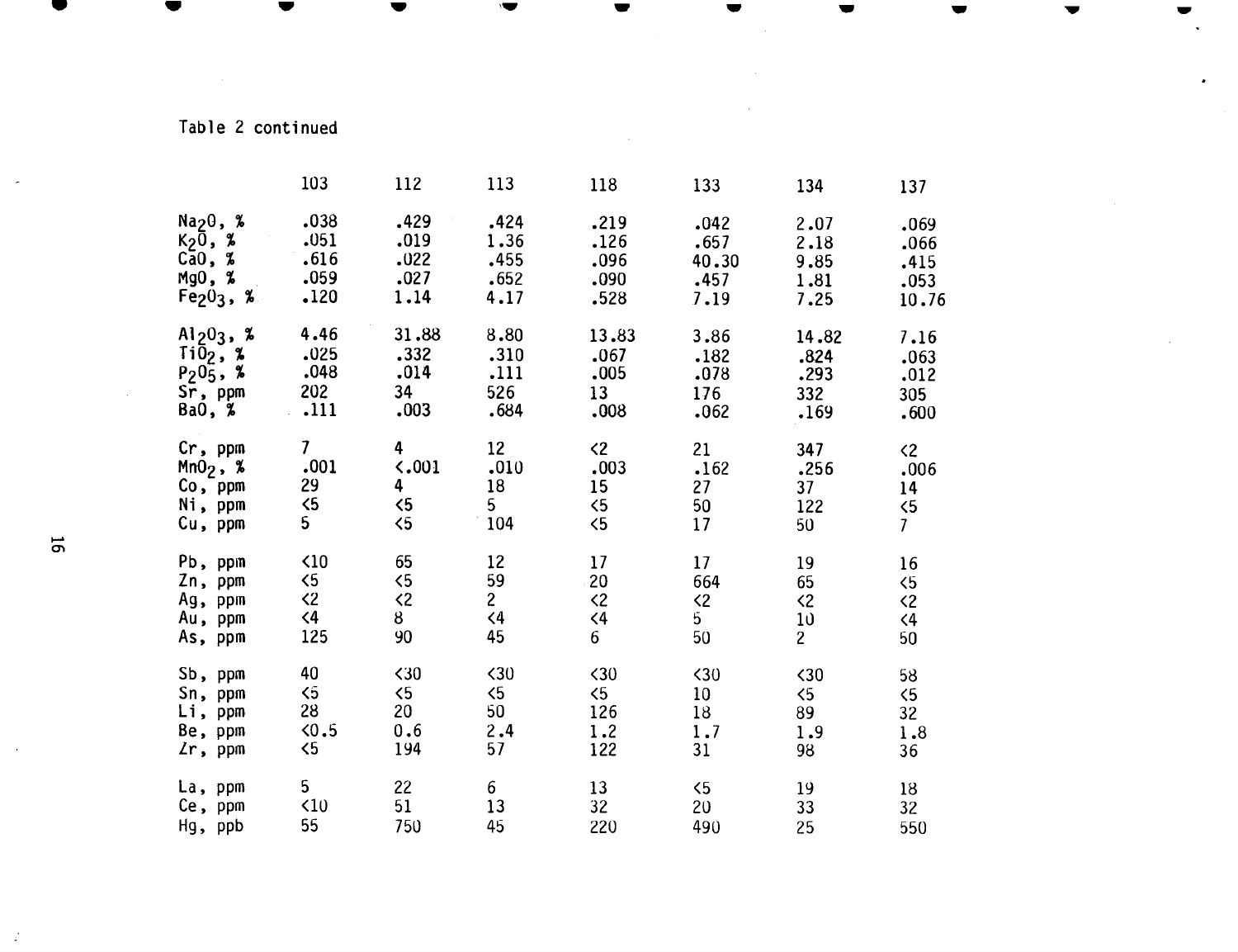Table 2 continued

| | 103 | 112 | 113 | 118 | 133 | 134 | 137 |
|---|---|---|---|---|---|---|---|
| $Na_2O$, % | .038 | .429 | .424 | .219 | .042 | 2.07 | .069 |
| $K_2O$, % | .051 | .019 | 1.36 | .126 | .657 | 2.18 | .066 |
| CaO, % | .616 | .022 | .455 | .096 | 40.30 | 9.85 | .415 |
| MgO, % | .059 | .027 | .652 | .090 | .457 | 1.81 | .053 |
| $Fe_2O_3$, % | .120 | 1.14 | 4.17 | .528 | 7.19 | 7.25 | 10.76 |
| $Al_2O_3$, % | 4.46 | 31.88 | 8.80 | 13.83 | 3.86 | 14.82 | 7.16 |
| $TiO_2$, % | .025 | .332 | .310 | .067 | .182 | .824 | .063 |
| $P_2O_5$, % | .048 | .014 | .111 | .005 | .078 | .293 | .012 |
| Sr, ppm | 202 | 34 | 526 | 13 | 176 | 332 | 305 |
| BaO, % | .111 | .003 | .684 | .008 | .062 | .169 | .600 |
| Cr, ppm | 7 | 4 | 12 | <2 | 21 | 347 | <2 |
| $MnO_2$, % | .001 | <.001 | .010 | .003 | .162 | .256 | .006 |
| Co, ppm | 29 | 4 | 18 | 15 | 27 | 37 | 14 |
| Ni, ppm | <5 | <5 | 5 | <5 | 50 | 122 | <5 |
| Cu, ppm | 5 | <5 | 104 | <5 | 17 | 50 | 7 |
| Pb, ppm | <10 | 65 | 12 | 17 | 17 | 19 | 16 |
| Zn, ppm | <5 | <5 | 59 | 20 | 664 | 65 | <5 |
| Ag, ppm | <2 | <2 | 2 | <2 | <2 | <2 | <2 |
| Au, ppm | <4 | 8 | <4 | <4 | 5 | 10 | <4 |
| As, ppm | 125 | 90 | 45 | 6 | 50 | 2 | 50 |
| Sb, ppm | 40 | <30 | <30 | <30 | <30 | <30 | 58 |
| Sn, ppm | <5 | <5 | <5 | <5 | 10 | <5 | <5 |
| Li, ppm | 28 | 20 | 50 | 126 | 18 | 89 | 32 |
| Be, ppm | <0.5 | 0.6 | 2.4 | 1.2 | 1.7 | 1.9 | 1.8 |
| Zr, ppm | <5 | 194 | 57 | 122 | 31 | 98 | 36 |
| La, ppm | 5 | 22 | 6 | 13 | <5 | 19 | 18 |
| Ce, ppm | <10 | 51 | 13 | 32 | 20 | 33 | 32 |
| Hg, ppb | 55 | 750 | 45 | 220 | 490 | 25 | 550 |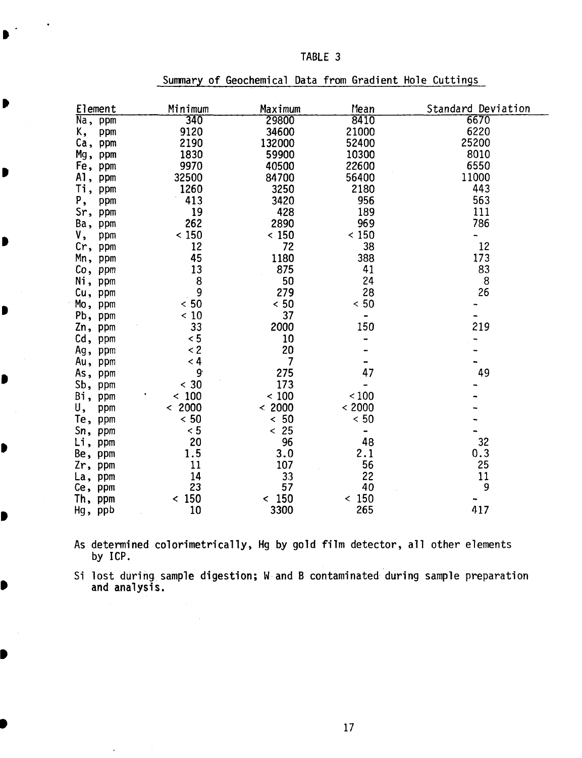# TABLE 3

## Summary of Geochemical Data from Gradient Hole Cuttings

| Element | Minimum | Maximum | Mean | Standard Deviation |
|---|---|---|---|---|
| Na, ppm | 340 | 29800 | 8410 | 6670 |
| K, ppm | 9120 | 34600 | 21000 | 6220 |
| Ca, ppm | 2190 | 132000 | 52400 | 25200 |
| Mg, ppm | 1830 | 59900 | 10300 | 8010 |
| Fe, ppm | 9970 | 40500 | 22600 | 6550 |
| Al, ppm | 32500 | 84700 | 56400 | 11000 |
| Ti, ppm | 1260 | 3250 | 2180 | 443 |
| P, ppm | 413 | 3420 | 956 | 563 |
| Sr, ppm | 19 | 428 | 189 | 111 |
| Ba, ppm | 262 | 2890 | 969 | 786 |
| V, ppm | < 150 | < 150 | < 150 | - |
| Cr, ppm | 12 | 72 | 38 | 12 |
| Mn, ppm | 45 | 1180 | 388 | 173 |
| Co, ppm | 13 | 875 | 41 | 83 |
| Ni, ppm | 8 | 50 | 24 | 8 |
| Cu, ppm | 9 | 279 | 28 | 26 |
| Mo, ppm | < 50 | < 50 | < 50 | - |
| Pb, ppm | < 10 | 37 | - | - |
| Zn, ppm | 33 | 2000 | 150 | 219 |
| Cd, ppm | < 5 | 10 | - | - |
| Ag, ppm | < 2 | 20 | - | - |
| Au, ppm | < 4 | 7 | - | - |
| As, ppm | 9 | 275 | 47 | 49 |
| Sb, ppm | < 30 | 173 | - | - |
| Bi, ppm | < 100 | < 100 | < 100 | - |
| U, ppm | < 2000 | < 2000 | < 2000 | - |
| Te, ppm | < 50 | < 50 | < 50 | - |
| Sn, ppm | < 5 | < 25 | - | - |
| Li, ppm | 20 | 96 | 48 | 32 |
| Be, ppm | 1.5 | 3.0 | 2.1 | 0.3 |
| Zr, ppm | 11 | 107 | 56 | 25 |
| La, ppm | 14 | 33 | 22 | 11 |
| Ce, ppm | 23 | 57 | 40 | 9 |
| Th, ppm | < 150 | < 150 | < 150 | - |
| Hg, ppb | 10 | 3300 | 265 | 417 |

As determined colorimetrically, Hg by gold film detector, all other elements by ICP.

Si lost during sample digestion; W and B contaminated during sample preparation and analysis.